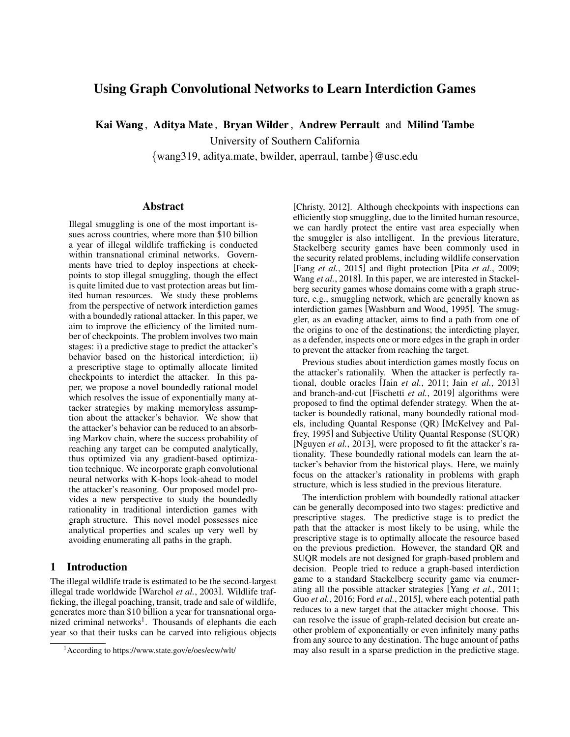# Using Graph Convolutional Networks to Learn Interdiction Games

**Kai Wang , Aditya Mate , Bryan Wilder , Andrew Perrault and Milind Tambe**

University of Southern California

{wang319, aditya.mate, bwilder, aperraul, tambe}@usc.edu

## Abstract

Illegal smuggling is one of the most important issues across countries, where more than \$10 billion a year of illegal wildlife trafficking is conducted within transnational criminal networks. Governments have tried to deploy inspections at checkpoints to stop illegal smuggling, though the effect is quite limited due to vast protection areas but limited human resources. We study these problems from the perspective of network interdiction games with a boundedly rational attacker. In this paper, we aim to improve the efficiency of the limited number of checkpoints. The problem involves two main stages: i) a predictive stage to predict the attacker's behavior based on the historical interdiction; ii) a prescriptive stage to optimally allocate limited checkpoints to interdict the attacker. In this paper, we propose a novel boundedly rational model which resolves the issue of exponentially many attacker strategies by making memoryless assumption about the attacker's behavior. We show that the attacker's behavior can be reduced to an absorbing Markov chain, where the success probability of reaching any target can be computed analytically, thus optimized via any gradient-based optimization technique. We incorporate graph convolutional neural networks with K-hops look-ahead to model the attacker's reasoning. Our proposed model provides a new perspective to study the boundedly rationality in traditional interdiction games with graph structure. This novel model possesses nice analytical properties and scales up very well by avoiding enumerating all paths in the graph.

## 1 Introduction

The illegal wildlife trade is estimated to be the second-largest illegal trade worldwide [Warchol *et al.*, 2003]. Wildlife trafficking, the illegal poaching, transit, trade and sale of wildlife, generates more than \$10 billion a year for transnational organized criminal networks[1]. Thousands of elephants die each year so that their tusks can be carved into religious objects [Christy, 2012]. Although checkpoints with inspections can efficiently stop smuggling, due to the limited human resource, we can hardly protect the entire vast area especially when the smuggler is also intelligent. In the previous literature, Stackelberg security games have been commonly used in the security related problems, including wildlife conservation [Fang *et al.*, 2015] and flight protection [Pita *et al.*, 2009; Wang *et al.*, 2018]. In this paper, we are interested in Stackelberg security games whose domains come with a graph structure, e.g., smuggling network, which are generally known as interdiction games [Washburn and Wood, 1995]. The smuggler, as an evading attacker, aims to find a path from one of the origins to one of the destinations; the interdicting player, as a defender, inspects one or more edges in the graph in order to prevent the attacker from reaching the target.

Previous studies about interdiction games mostly focus on the attacker's rationalily. When the attacker is perfectly rational, double oracles [Jain *et al.*, 2011; Jain *et al.*, 2013] and branch-and-cut [Fischetti *et al.*, 2019] algorithms were proposed to find the optimal defender strategy. When the attacker is boundedly rational, many boundedly rational models, including Quantal Response (QR) [McKelvey and Palfrey, 1995] and Subjective Utility Quantal Response (SUQR) [Nguyen *et al.*, 2013], were proposed to fit the attacker's rationality. These boundedly rational models can learn the attacker's behavior from the historical plays. Here, we mainly focus on the attacker's rationality in problems with graph structure, which is less studied in the previous literature.

The interdiction problem with boundedly rational attacker can be generally decomposed into two stages: predictive and prescriptive stages. The predictive stage is to predict the path that the attacker is most likely to be using, while the prescriptive stage is to optimally allocate the resource based on the previous prediction. However, the standard QR and SUQR models are not designed for graph-based problem and decision. People tried to reduce a graph-based interdiction game to a standard Stackelberg security game via enumerating all the possible attacker strategies [Yang *et al.*, 2011; Guo *et al.*, 2016; Ford *et al.*, 2015], where each potential path reduces to a new target that the attacker might choose. This can resolve the issue of graph-related decision but create another problem of exponentially or even infinitely many paths from any source to any destination. The huge amount of paths may also result in a sparse prediction in the predictive stage.

[1] According to https://www.state.gov/e/oes/ecw/wlt/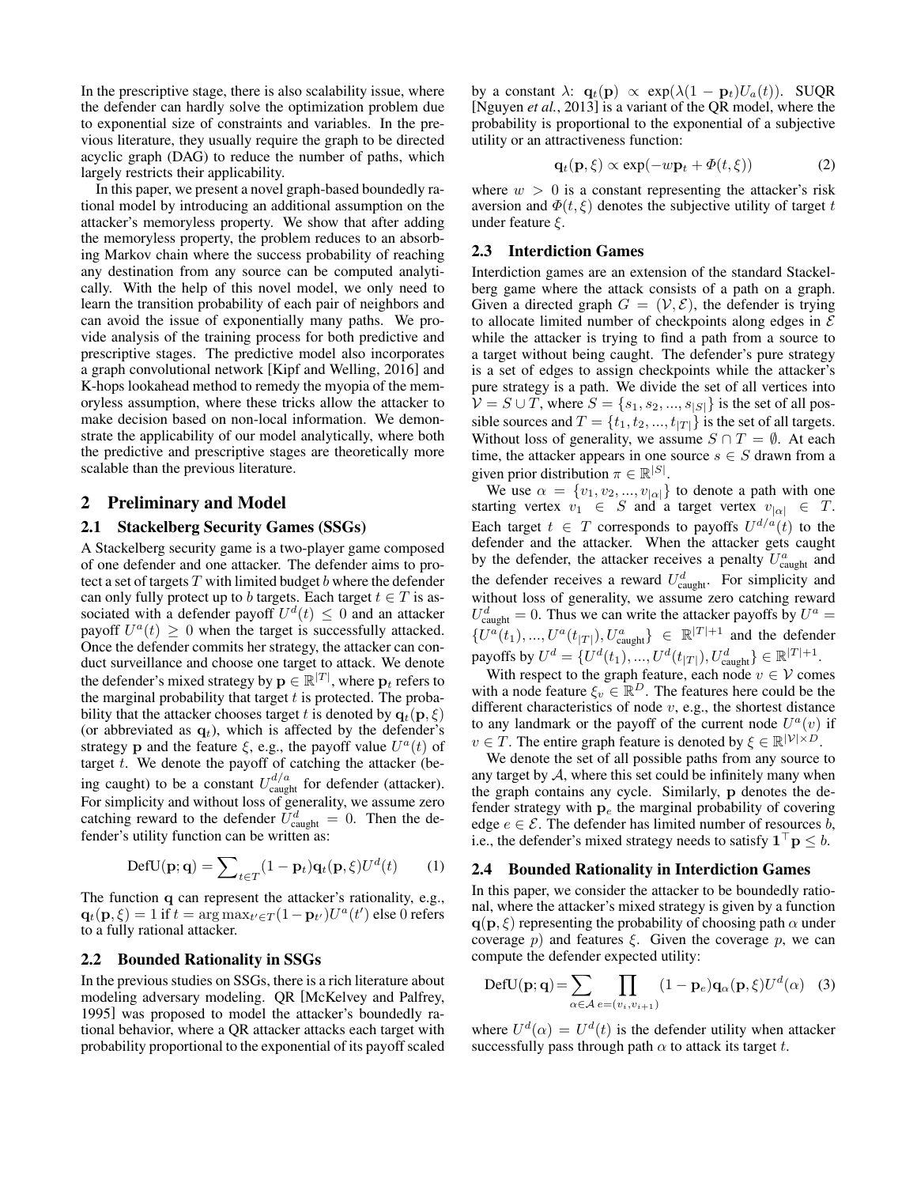In the prescriptive stage, there is also scalability issue, where the defender can hardly solve the optimization problem due to exponential size of constraints and variables. In the previous literature, they usually require the graph to be directed acyclic graph (DAG) to reduce the number of paths, which largely restricts their applicability.

In this paper, we present a novel graph-based boundedly rational model by introducing an additional assumption on the attacker's memoryless property. We show that after adding the memoryless property, the problem reduces to an absorbing Markov chain where the success probability of reaching any destination from any source can be computed analytically. With the help of this novel model, we only need to learn the transition probability of each pair of neighbors and can avoid the issue of exponentially many paths. We provide analysis of the training process for both predictive and prescriptive stages. The predictive model also incorporates a graph convolutional network [Kipf and Welling, 2016] and K-hops lookahead method to remedy the myopia of the memoryless assumption, where these tricks allow the attacker to make decision based on non-local information. We demonstrate the applicability of our model analytically, where both the predictive and prescriptive stages are theoretically more scalable than the previous literature.

## 2 Preliminary and Model

### 2.1 Stackelberg Security Games (SSGs)

A Stackelberg security game is a two-player game composed of one defender and one attacker. The defender aims to protect a set of targets $T$ with limited budget $b$ where the defender can only fully protect up to $b$ targets. Each target $t \in T$ is associated with a defender payoff $U^d(t) \leq 0$ and an attacker payoff $U^a(t) \geq 0$ when the target is successfully attacked. Once the defender commits her strategy, the attacker can conduct surveillance and choose one target to attack. We denote the defender's mixed strategy by $\mathbf{p} \in \mathbb{R}^{|T|}$, where $\mathbf{p}_t$ refers to the marginal probability that target $t$ is protected. The probability that the attacker chooses target $t$ is denoted by $\mathbf{q}_t(\mathbf{p}, \xi)$ (or abbreviated as $\mathbf{q}_t$), which is affected by the defender's strategy $\mathbf{p}$ and the feature $\xi$, e.g., the payoff value $U^a(t)$ of target $t$. We denote the payoff of catching the attacker (being caught) to be a constant $U^{d/a}_{\text{caught}}$ for defender (attacker). For simplicity and without loss of generality, we assume zero catching reward to the defender $U^d_{\text{caught}} = 0$. Then the defender's utility function can be written as:

$$\text{DefU}(\mathbf{p};\mathbf{q}) = \sum\nolimits_{t \in T} (1 - \mathbf{p}_t)\mathbf{q}_t(\mathbf{p}, \xi)U^d(t) \qquad (1)$$

The function $\mathbf{q}$ can represent the attacker's rationality, e.g., $\mathbf{q}_t(\mathbf{p}, \xi) = 1$ if $t = \arg\max_{t' \in T}(1 - \mathbf{p}_{t'})U^a(t')$ else 0 refers to a fully rational attacker.

### 2.2 Bounded Rationality in SSGs

In the previous studies on SSGs, there is a rich literature about modeling adversary modeling. QR [McKelvey and Palfrey, 1995] was proposed to model the attacker's boundedly rational behavior, where a QR attacker attacks each target with probability proportional to the exponential of its payoff scaled by a constant $\lambda$: $\mathbf{q}_t(\mathbf{p}) \propto \exp(\lambda(1 - \mathbf{p}_t)U_a(t))$. SUQR [Nguyen *et al.*, 2013] is a variant of the QR model, where the probability is proportional to the exponential of a subjective utility or an attractiveness function:

$$\mathbf{q}_t(\mathbf{p}, \xi) \propto \exp(-w\mathbf{p}_t + \Phi(t, \xi)) \qquad (2)$$

where $w > 0$ is a constant representing the attacker's risk aversion and $\Phi(t, \xi)$ denotes the subjective utility of target $t$ under feature $\xi$.

### 2.3 Interdiction Games

Interdiction games are an extension of the standard Stackelberg game where the attack consists of a path on a graph. Given a directed graph $G = (\mathcal{V}, \mathcal{E})$, the defender is trying to allocate limited number of checkpoints along edges in $\mathcal{E}$ while the attacker is trying to find a path from a source to a target without being caught. The defender's pure strategy is a set of edges to assign checkpoints while the attacker's pure strategy is a path. We divide the set of all vertices into $\mathcal{V} = S \cup T$, where $S = \{s_1, s_2, ..., s_{|S|}\}$ is the set of all possible sources and $T = \{t_1, t_2, ..., t_{|T|}\}$ is the set of all targets. Without loss of generality, we assume $S \cap T = \emptyset$. At each time, the attacker appears in one source $s \in S$ drawn from a given prior distribution $\pi \in \mathbb{R}^{|S|}$.

We use $\alpha = \{v_1, v_2, ..., v_{|\alpha|}\}$ to denote a path with one starting vertex $v_1 \in S$ and a target vertex $v_{|\alpha|} \in T$. Each target $t \in T$ corresponds to payoffs $U^{d/a}(t)$ to the defender and the attacker. When the attacker gets caught by the defender, the attacker receives a penalty $U^a_{\text{caught}}$ and the defender receives a reward $U^d_{\text{caught}}$. For simplicity and without loss of generality, we assume zero catching reward $U^d_{\text{caught}} = 0$. Thus we can write the attacker payoffs by $U^a = \{U^a(t_1), ..., U^a(t_{|T|}), U^a_{\text{caught}}\} \in \mathbb{R}^{|T|+1}$ and the defender payoffs by $U^d = \{U^d(t_1), ..., U^d(t_{|T|}), U^d_{\text{caught}}\} \in \mathbb{R}^{|T|+1}$.

With respect to the graph feature, each node $v \in \mathcal{V}$ comes with a node feature $\xi_v \in \mathbb{R}^D$. The features here could be the different characteristics of node $v$, e.g., the shortest distance to any landmark or the payoff of the current node $U^a(v)$ if $v \in T$. The entire graph feature is denoted by $\xi \in \mathbb{R}^{|\mathcal{V}| \times D}$.

We denote the set of all possible paths from any source to any target by $\mathcal{A}$, where this set could be infinitely many when the graph contains any cycle. Similarly, $\mathbf{p}$ denotes the defender strategy with $\mathbf{p}_e$ the marginal probability of covering edge $e \in \mathcal{E}$. The defender has limited number of resources $b$, i.e., the defender's mixed strategy needs to satisfy $\mathbf{1}^\top \mathbf{p} \leq b$.

### 2.4 Bounded Rationality in Interdiction Games

In this paper, we consider the attacker to be boundedly rational, where the attacker's mixed strategy is given by a function $\mathbf{q}(\mathbf{p}, \xi)$ representing the probability of choosing path $\alpha$ under coverage $p$) and features $\xi$. Given the coverage $p$, we can compute the defender expected utility:

$$\text{DefU}(\mathbf{p};\mathbf{q}) = \sum_{\alpha \in \mathcal{A}} \prod_{e=(v_i, v_{i+1})} (1 - \mathbf{p}_e)\mathbf{q}_\alpha(\mathbf{p}, \xi)U^d(\alpha) \qquad (3)$$

where $U^d(\alpha) = U^d(t)$ is the defender utility when attacker successfully pass through path $\alpha$ to attack its target $t$.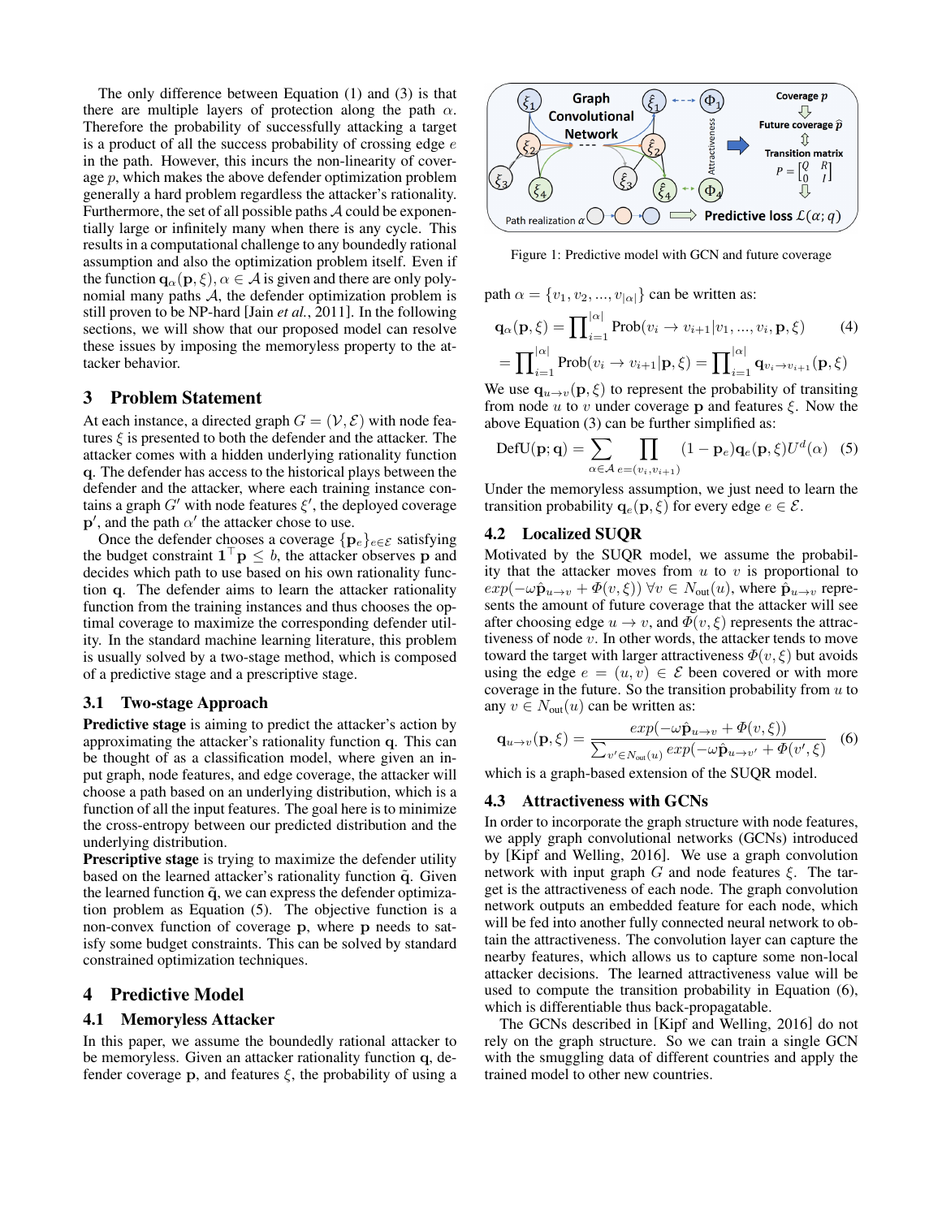The only difference between Equation (1) and (3) is that there are multiple layers of protection along the path $\alpha$. Therefore the probability of successfully attacking a target is a product of all the success probability of crossing edge $e$ in the path. However, this incurs the non-linearity of coverage $p$, which makes the above defender optimization problem generally a hard problem regardless the attacker's rationality. Furthermore, the set of all possible paths $\mathcal{A}$ could be exponentially large or infinitely many when there is any cycle. This results in a computational challenge to any boundedly rational assumption and also the optimization problem itself. Even if the function $\mathbf{q}_\alpha(\mathbf{p}, \xi), \alpha \in \mathcal{A}$ is given and there are only polynomial many paths $\mathcal{A}$, the defender optimization problem is still proven to be NP-hard [Jain *et al.*, 2011]. In the following sections, we will show that our proposed model can resolve these issues by imposing the memoryless property to the attacker behavior.

## 3 Problem Statement

At each instance, a directed graph $G = (\mathcal{V}, \mathcal{E})$ with node features $\xi$ is presented to both the defender and the attacker. The attacker comes with a hidden underlying rationality function $\mathbf{q}$. The defender has access to the historical plays between the defender and the attacker, where each training instance contains a graph $G'$ with node features $\xi'$, the deployed coverage $\mathbf{p}'$, and the path $\alpha'$ the attacker chose to use.

Once the defender chooses a coverage $\{\mathbf{p}_e\}_{e \in \mathcal{E}}$ satisfying the budget constraint $\mathbf{1}^\top \mathbf{p} \leq b$, the attacker observes $\mathbf{p}$ and decides which path to use based on his own rationality function $\mathbf{q}$. The defender aims to learn the attacker rationality function from the training instances and thus chooses the optimal coverage to maximize the corresponding defender utility. In the standard machine learning literature, this problem is usually solved by a two-stage method, which is composed of a predictive stage and a prescriptive stage.

### 3.1 Two-stage Approach

**Predictive stage** is aiming to predict the attacker's action by approximating the attacker's rationality function $\mathbf{q}$. This can be thought of as a classification model, where given an input graph, node features, and edge coverage, the attacker will choose a path based on an underlying distribution, which is a function of all the input features. The goal here is to minimize the cross-entropy between our predicted distribution and the underlying distribution.

**Prescriptive stage** is trying to maximize the defender utility based on the learned attacker's rationality function $\tilde{\mathbf{q}}$. Given the learned function $\tilde{\mathbf{q}}$, we can express the defender optimization problem as Equation (5). The objective function is a non-convex function of coverage $\mathbf{p}$, where $\mathbf{p}$ needs to satisfy some budget constraints. This can be solved by standard constrained optimization techniques.

## 4 Predictive Model

### 4.1 Memoryless Attacker

In this paper, we assume the boundedly rational attacker to be memoryless. Given an attacker rationality function $\mathbf{q}$, defender coverage $\mathbf{p}$, and features $\xi$, the probability of using a path $\alpha = \{v_1, v_2, ..., v_{|\alpha|}\}$ can be written as:

$$\mathbf{q}_\alpha(\mathbf{p}, \xi) = \prod_{i=1}^{|\alpha|} \text{Prob}(v_i \to v_{i+1} | v_1, ..., v_i, \mathbf{p}, \xi) \quad (4)$$

$$= \prod_{i=1}^{|\alpha|} \text{Prob}(v_i \to v_{i+1} | \mathbf{p}, \xi) = \prod_{i=1}^{|\alpha|} \mathbf{q}_{v_i \to v_{i+1}}(\mathbf{p}, \xi)$$

We use $\mathbf{q}_{u \to v}(\mathbf{p}, \xi)$ to represent the probability of transiting from node $u$ to $v$ under coverage $\mathbf{p}$ and features $\xi$. Now the above Equation (3) can be further simplified as:

$$\text{DefU}(\mathbf{p}; \mathbf{q}) = \sum_{\alpha \in \mathcal{A}} \prod_{e=(v_i, v_{i+1})} (1 - \mathbf{p}_e) \mathbf{q}_e(\mathbf{p}, \xi) U^d(\alpha) \quad (5)$$

Under the memoryless assumption, we just need to learn the transition probability $\mathbf{q}_e(\mathbf{p}, \xi)$ for every edge $e \in \mathcal{E}$.

Figure 1: Predictive model with GCN and future coverage

### 4.2 Localized SUQR

Motivated by the SUQR model, we assume the probability that the attacker moves from $u$ to $v$ is proportional to $exp(-\omega \hat{\mathbf{p}}_{u \to v} + \Phi(v, \xi))$ $\forall v \in N_{\text{out}}(u)$, where $\hat{\mathbf{p}}_{u \to v}$ represents the amount of future coverage that the attacker will see after choosing edge $u \to v$, and $\Phi(v, \xi)$ represents the attractiveness of node $v$. In other words, the attacker tends to move toward the target with larger attractiveness $\Phi(v, \xi)$ but avoids using the edge $e = (u, v) \in \mathcal{E}$ been covered or with more coverage in the future. So the transition probability from $u$ to any $v \in N_{\text{out}}(u)$ can be written as:

$$\mathbf{q}_{u \to v}(\mathbf{p}, \xi) = \frac{exp(-\omega \hat{\mathbf{p}}_{u \to v} + \Phi(v, \xi))}{\sum_{v' \in N_{\text{out}}(u)} exp(-\omega \hat{\mathbf{p}}_{u \to v'} + \Phi(v', \xi)} \quad (6)$$

which is a graph-based extension of the SUQR model.

### 4.3 Attractiveness with GCNs

In order to incorporate the graph structure with node features, we apply graph convolutional networks (GCNs) introduced by [Kipf and Welling, 2016]. We use a graph convolution network with input graph $G$ and node features $\xi$. The target is the attractiveness of each node. The graph convolution network outputs an embedded feature for each node, which will be fed into another fully connected neural network to obtain the attractiveness. The convolution layer can capture the nearby features, which allows us to capture some non-local attacker decisions. The learned attractiveness value will be used to compute the transition probability in Equation (6), which is differentiable thus back-propagatable.

The GCNs described in [Kipf and Welling, 2016] do not rely on the graph structure. So we can train a single GCN with the smuggling data of different countries and apply the trained model to other new countries.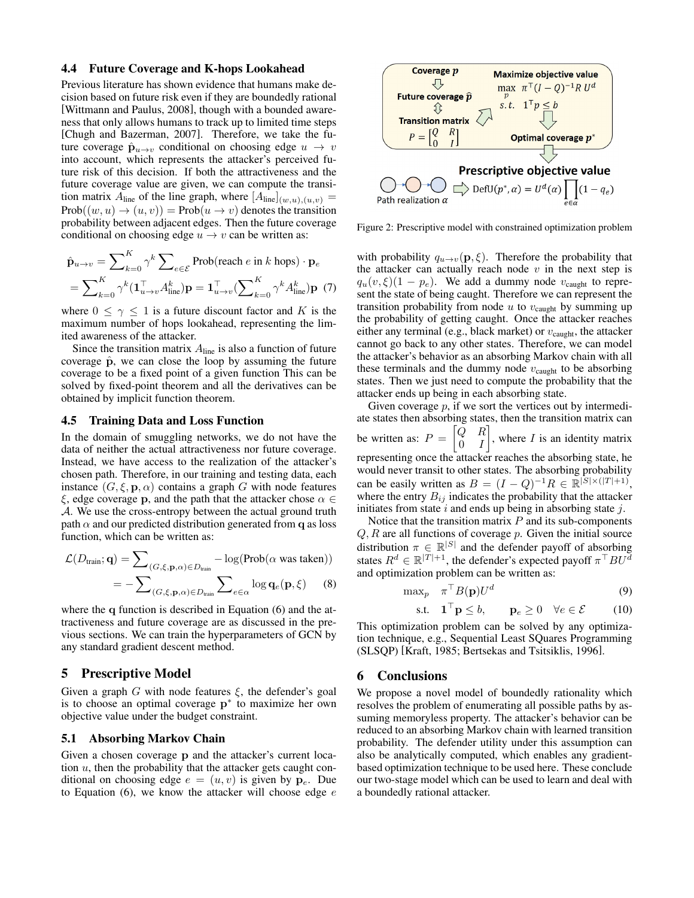### 4.4 Future Coverage and K-hops Lookahead

Previous literature has shown evidence that humans make decision based on future risk even if they are boundedly rational [Wittmann and Paulus, 2008], though with a bounded awareness that only allows humans to track up to limited time steps [Chugh and Bazerman, 2007]. Therefore, we take the future coverage $\hat{\mathbf{p}}_{u\to v}$ conditional on choosing edge $u \to v$ into account, which represents the attacker's perceived future risk of this decision. If both the attractiveness and the future coverage value are given, we can compute the transition matrix $A_{\text{line}}$ of the line graph, where $[A_{\text{line}}]_{(w,u),(u,v)} = \text{Prob}((w,u) \to (u,v)) = \text{Prob}(u \to v)$ denotes the transition probability between adjacent edges. Then the future coverage conditional on choosing edge $u \to v$ can be written as:

$$\hat{\mathbf{p}}_{u\to v} = \sum\nolimits_{k=0}^{K} \gamma^k \sum\nolimits_{e\in\mathcal{E}} \text{Prob(reach } e \text{ in } k \text{ hops)} \cdot \mathbf{p}_e$$
$$= \sum\nolimits_{k=0}^{K} \gamma^k (\mathbf{1}_{u\to v}^\top A_{\text{line}}^k)\mathbf{p} = \mathbf{1}_{u\to v}^\top (\sum\nolimits_{k=0}^{K} \gamma^k A_{\text{line}}^k)\mathbf{p} \quad (7)$$

where $0 \leq \gamma \leq 1$ is a future discount factor and $K$ is the maximum number of hops lookahead, representing the limited awareness of the attacker.

Since the transition matrix $A_{\text{line}}$ is also a function of future coverage $\hat{\mathbf{p}}$, we can close the loop by assuming the future coverage to be a fixed point of a given function This can be solved by fixed-point theorem and all the derivatives can be obtained by implicit function theorem.

### 4.5 Training Data and Loss Function

In the domain of smuggling networks, we do not have the data of neither the actual attractiveness nor future coverage. Instead, we have access to the realization of the attacker's chosen path. Therefore, in our training and testing data, each instance $(G, \xi, \mathbf{p}, \alpha)$ contains a graph $G$ with node features $\xi$, edge coverage $\mathbf{p}$, and the path that the attacker chose $\alpha \in \mathcal{A}$. We use the cross-entropy between the actual ground truth path $\alpha$ and our predicted distribution generated from $\mathbf{q}$ as loss function, which can be written as:

$$\mathcal{L}(D_{\text{train}}; \mathbf{q}) = \sum\nolimits_{(G,\xi,\mathbf{p},\alpha)\in D_{\text{train}}} -\log(\text{Prob}(\alpha \text{ was taken}))$$
$$= -\sum\nolimits_{(G,\xi,\mathbf{p},\alpha)\in D_{\text{train}}} \sum\nolimits_{e\in\alpha} \log \mathbf{q}_e(\mathbf{p}, \xi) \quad (8)$$

where the $\mathbf{q}$ function is described in Equation (6) and the attractiveness and future coverage are as discussed in the previous sections. We can train the hyperparameters of GCN by any standard gradient descent method.

## 5 Prescriptive Model

Given a graph $G$ with node features $\xi$, the defender's goal is to choose an optimal coverage $\mathbf{p}^*$ to maximize her own objective value under the budget constraint.

### 5.1 Absorbing Markov Chain

Given a chosen coverage $\mathbf{p}$ and the attacker's current location $u$, then the probability that the attacker gets caught conditional on choosing edge $e = (u, v)$ is given by $\mathbf{p}_e$. Due to Equation (6), we know the attacker will choose edge $e$ with probability $q_{u\to v}(\mathbf{p}, \xi)$. Therefore the probability that the attacker can actually reach node $v$ in the next step is $q_u(v, \xi)(1 - p_e)$. We add a dummy node $v_{\text{caught}}$ to represent the state of being caught. Therefore we can represent the transition probability from node $u$ to $v_{\text{caught}}$ by summing up the probability of getting caught. Once the attacker reaches either any terminal (e.g., black market) or $v_{\text{caught}}$, the attacker cannot go back to any other states. Therefore, we can model the attacker's behavior as an absorbing Markov chain with all these terminals and the dummy node $v_{\text{caught}}$ to be absorbing states. Then we just need to compute the probability that the attacker ends up being in each absorbing state.

Coverage $p$ ⇩ Future coverage $\hat{p}$ ⇳ Transition matrix $P = \begin{bmatrix} Q & R \\ 0 & I \end{bmatrix}$ → Maximize objective value $\max_p \ \pi^\top (I-Q)^{-1} R\, U^d$ s.t. $1^\top p \leq b$ ⇩ Optimal coverage $p^*$ ⇩ Prescriptive objective value: Path realization $\alpha$ ⇨ $\text{DefU}(p^*, \alpha) = U^d(\alpha) \prod_{e\in\alpha} (1 - q_e)$

Figure 2: Prescriptive model with constrained optimization problem

Given coverage $p$, if we sort the vertices out by intermediate states then absorbing states, then the transition matrix can be written as: $P = \begin{bmatrix} Q & R \\ 0 & I \end{bmatrix}$, where $I$ is an identity matrix representing once the attacker reaches the absorbing state, he would never transit to other states. The absorbing probability can be easily written as $B = (I - Q)^{-1}R \in \mathbb{R}^{|S|\times(|T|+1)}$, where the entry $B_{ij}$ indicates the probability that the attacker initiates from state $i$ and ends up being in absorbing state $j$.

Notice that the transition matrix $P$ and its sub-components $Q, R$ are all functions of coverage $p$. Given the initial source distribution $\pi \in \mathbb{R}^{|S|}$ and the defender payoff of absorbing states $R^d \in \mathbb{R}^{|T|+1}$, the defender's expected payoff $\pi^\top BU^d$ and optimization problem can be written as:

$$\max_p \quad \pi^\top B(\mathbf{p})U^d \quad (9)$$
$$\text{s.t.} \quad \mathbf{1}^\top \mathbf{p} \leq b, \qquad \mathbf{p}_e \geq 0 \quad \forall e \in \mathcal{E} \quad (10)$$

This optimization problem can be solved by any optimization technique, e.g., Sequential Least SQuares Programming (SLSQP) [Kraft, 1985; Bertsekas and Tsitsiklis, 1996].

## 6 Conclusions

We propose a novel model of boundedly rationality which resolves the problem of enumerating all possible paths by assuming memoryless property. The attacker's behavior can be reduced to an absorbing Markov chain with learned transition probability. The defender utility under this assumption can also be analytically computed, which enables any gradient-based optimization technique to be used here. These conclude our two-stage model which can be used to learn and deal with a boundedly rational attacker.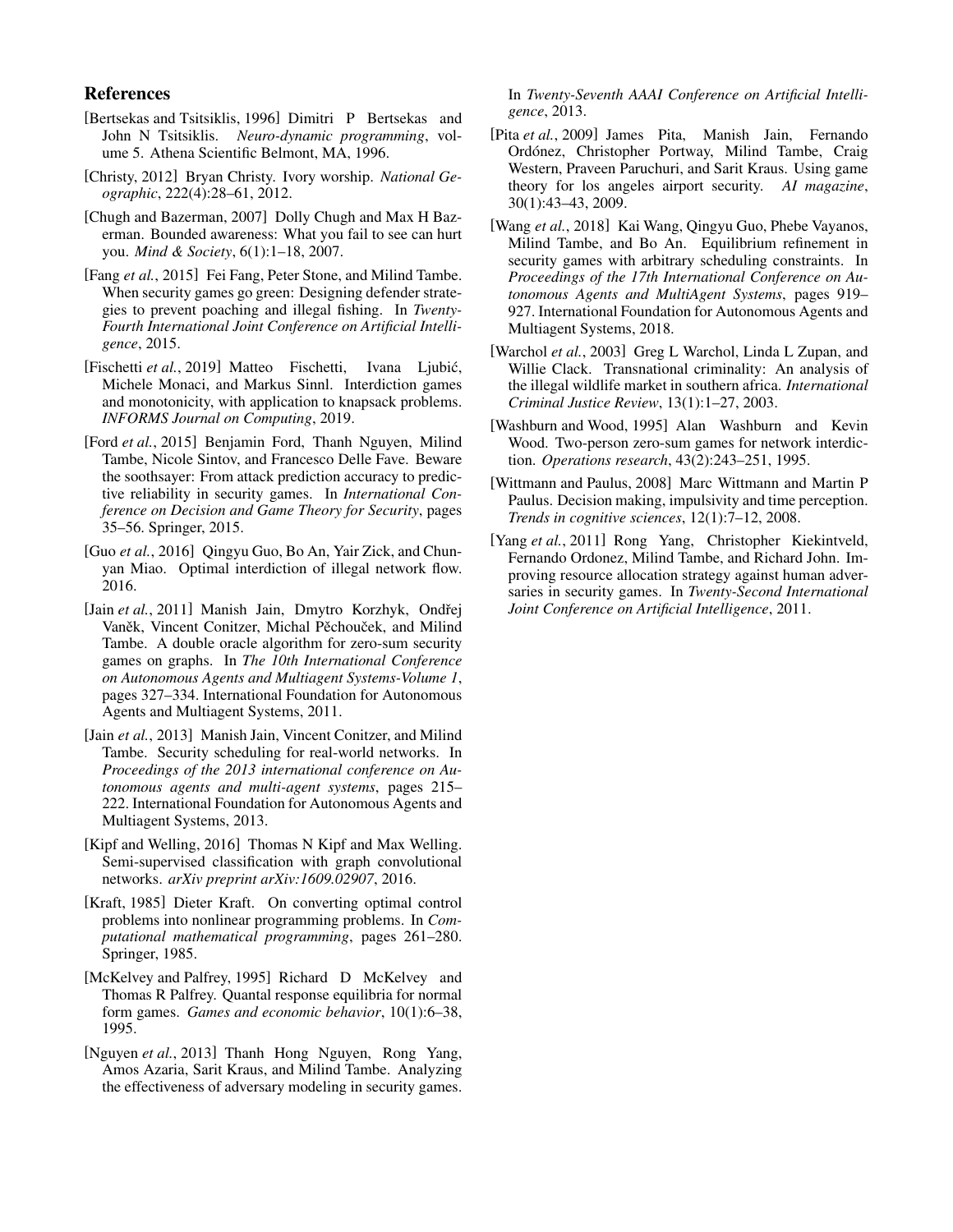## References

[Bertsekas and Tsitsiklis, 1996] Dimitri P Bertsekas and John N Tsitsiklis. *Neuro-dynamic programming*, volume 5. Athena Scientific Belmont, MA, 1996.

[Christy, 2012] Bryan Christy. Ivory worship. *National Geographic*, 222(4):28–61, 2012.

[Chugh and Bazerman, 2007] Dolly Chugh and Max H Bazerman. Bounded awareness: What you fail to see can hurt you. *Mind & Society*, 6(1):1–18, 2007.

[Fang *et al.*, 2015] Fei Fang, Peter Stone, and Milind Tambe. When security games go green: Designing defender strategies to prevent poaching and illegal fishing. In *Twenty-Fourth International Joint Conference on Artificial Intelligence*, 2015.

[Fischetti *et al.*, 2019] Matteo Fischetti, Ivana Ljubić, Michele Monaci, and Markus Sinnl. Interdiction games and monotonicity, with application to knapsack problems. *INFORMS Journal on Computing*, 2019.

[Ford *et al.*, 2015] Benjamin Ford, Thanh Nguyen, Milind Tambe, Nicole Sintov, and Francesco Delle Fave. Beware the soothsayer: From attack prediction accuracy to predictive reliability in security games. In *International Conference on Decision and Game Theory for Security*, pages 35–56. Springer, 2015.

[Guo *et al.*, 2016] Qingyu Guo, Bo An, Yair Zick, and Chunyan Miao. Optimal interdiction of illegal network flow. 2016.

[Jain *et al.*, 2011] Manish Jain, Dmytro Korzhyk, Ondřej Vaněk, Vincent Conitzer, Michal Pěchouček, and Milind Tambe. A double oracle algorithm for zero-sum security games on graphs. In *The 10th International Conference on Autonomous Agents and Multiagent Systems-Volume 1*, pages 327–334. International Foundation for Autonomous Agents and Multiagent Systems, 2011.

[Jain *et al.*, 2013] Manish Jain, Vincent Conitzer, and Milind Tambe. Security scheduling for real-world networks. In *Proceedings of the 2013 international conference on Autonomous agents and multi-agent systems*, pages 215–222. International Foundation for Autonomous Agents and Multiagent Systems, 2013.

[Kipf and Welling, 2016] Thomas N Kipf and Max Welling. Semi-supervised classification with graph convolutional networks. *arXiv preprint arXiv:1609.02907*, 2016.

[Kraft, 1985] Dieter Kraft. On converting optimal control problems into nonlinear programming problems. In *Computational mathematical programming*, pages 261–280. Springer, 1985.

[McKelvey and Palfrey, 1995] Richard D McKelvey and Thomas R Palfrey. Quantal response equilibria for normal form games. *Games and economic behavior*, 10(1):6–38, 1995.

[Nguyen *et al.*, 2013] Thanh Hong Nguyen, Rong Yang, Amos Azaria, Sarit Kraus, and Milind Tambe. Analyzing the effectiveness of adversary modeling in security games. In *Twenty-Seventh AAAI Conference on Artificial Intelligence*, 2013.

[Pita *et al.*, 2009] James Pita, Manish Jain, Fernando Ordónez, Christopher Portway, Milind Tambe, Craig Western, Praveen Paruchuri, and Sarit Kraus. Using game theory for los angeles airport security. *AI magazine*, 30(1):43–43, 2009.

[Wang *et al.*, 2018] Kai Wang, Qingyu Guo, Phebe Vayanos, Milind Tambe, and Bo An. Equilibrium refinement in security games with arbitrary scheduling constraints. In *Proceedings of the 17th International Conference on Autonomous Agents and MultiAgent Systems*, pages 919–927. International Foundation for Autonomous Agents and Multiagent Systems, 2018.

[Warchol *et al.*, 2003] Greg L Warchol, Linda L Zupan, and Willie Clack. Transnational criminality: An analysis of the illegal wildlife market in southern africa. *International Criminal Justice Review*, 13(1):1–27, 2003.

[Washburn and Wood, 1995] Alan Washburn and Kevin Wood. Two-person zero-sum games for network interdiction. *Operations research*, 43(2):243–251, 1995.

[Wittmann and Paulus, 2008] Marc Wittmann and Martin P Paulus. Decision making, impulsivity and time perception. *Trends in cognitive sciences*, 12(1):7–12, 2008.

[Yang *et al.*, 2011] Rong Yang, Christopher Kiekintveld, Fernando Ordonez, Milind Tambe, and Richard John. Improving resource allocation strategy against human adversaries in security games. In *Twenty-Second International Joint Conference on Artificial Intelligence*, 2011.